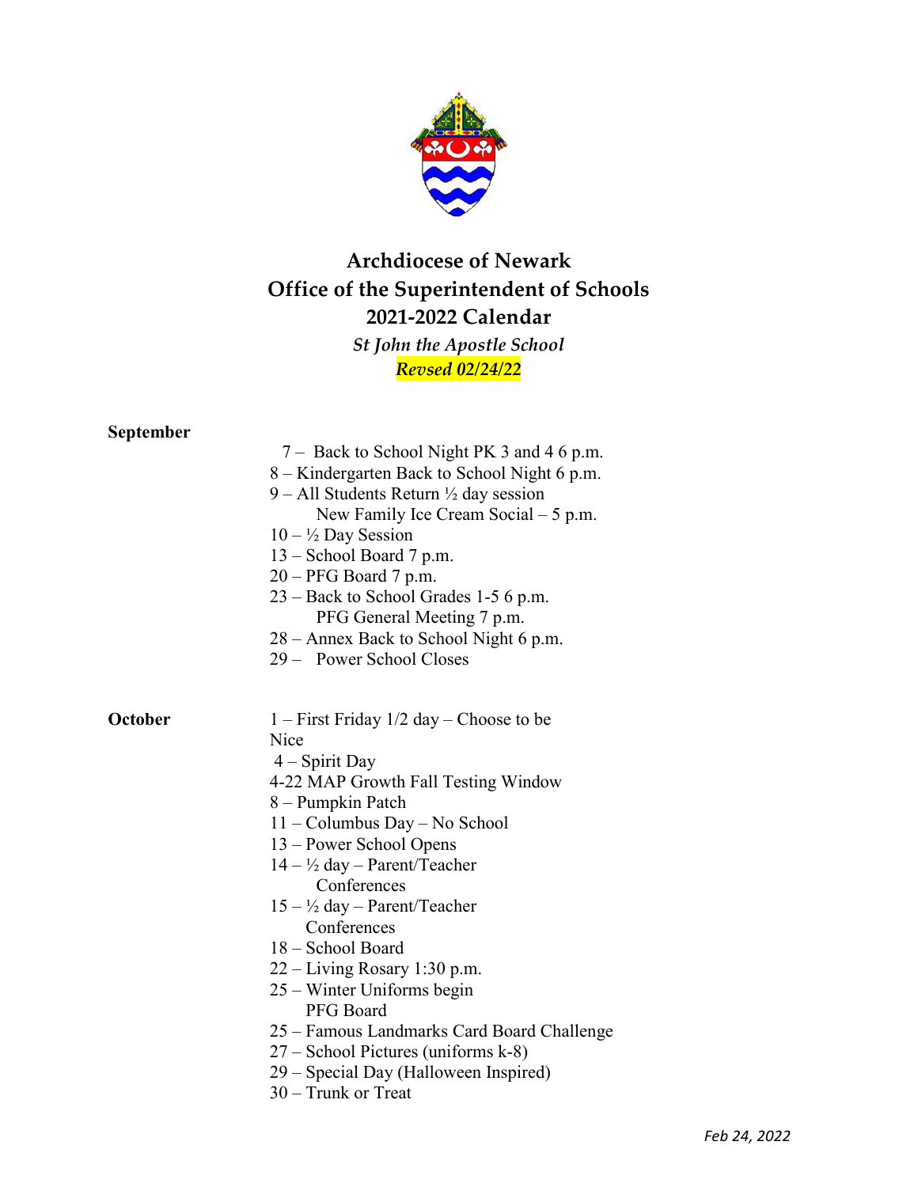# Archdiocese of Newark
## Office of the Superintendent of Schools
## 2021-2022 Calendar

*St John the Apostle School*

***Revsed 02/24/22***

**September**

7 – Back to School Night PK 3 and 4 6 p.m.
8 – Kindergarten Back to School Night 6 p.m.
9 – All Students Return ½ day session
New Family Ice Cream Social – 5 p.m.
10 – ½ Day Session
13 – School Board 7 p.m.
20 – PFG Board 7 p.m.
23 – Back to School Grades 1-5 6 p.m.
PFG General Meeting 7 p.m.
28 – Annex Back to School Night 6 p.m.
29 – Power School Closes

**October**

1 – First Friday 1/2 day – Choose to be Nice
4 – Spirit Day
4-22 MAP Growth Fall Testing Window
8 – Pumpkin Patch
11 – Columbus Day – No School
13 – Power School Opens
14 – ½ day – Parent/Teacher Conferences
15 – ½ day – Parent/Teacher Conferences
18 – School Board
22 – Living Rosary 1:30 p.m.
25 – Winter Uniforms begin
PFG Board
25 – Famous Landmarks Card Board Challenge
27 – School Pictures (uniforms k-8)
29 – Special Day (Halloween Inspired)
30 – Trunk or Treat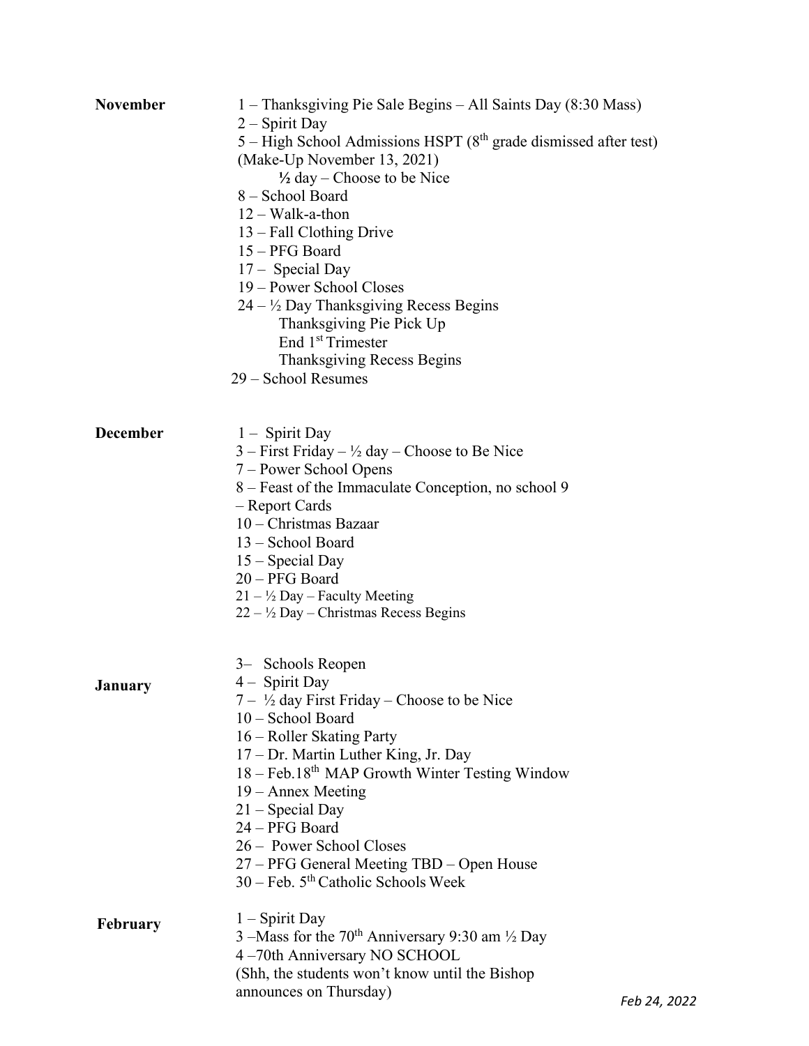**November**

1 – Thanksgiving Pie Sale Begins – All Saints Day (8:30 Mass)
2 – Spirit Day
5 – High School Admissions HSPT (8th grade dismissed after test) (Make-Up November 13, 2021)
**½** day – Choose to be Nice
8 – School Board
12 – Walk-a-thon
13 – Fall Clothing Drive
15 – PFG Board
17 – Special Day
19 – Power School Closes
24 – ½ Day Thanksgiving Recess Begins
Thanksgiving Pie Pick Up
End 1st Trimester
Thanksgiving Recess Begins
29 – School Resumes

**December**

1 – Spirit Day
3 – First Friday – ½ day – Choose to Be Nice
7 – Power School Opens
8 – Feast of the Immaculate Conception, no school 9
– Report Cards
10 – Christmas Bazaar
13 – School Board
15 – Special Day
20 – PFG Board
21 – ½ Day – Faculty Meeting
22 – ½ Day – Christmas Recess Begins

**January**

3– Schools Reopen
4 – Spirit Day
7 – ½ day First Friday – Choose to be Nice
10 – School Board
16 – Roller Skating Party
17 – Dr. Martin Luther King, Jr. Day
18 – Feb.18th MAP Growth Winter Testing Window
19 – Annex Meeting
21 – Special Day
24 – PFG Board
26 – Power School Closes
27 – PFG General Meeting TBD – Open House
30 – Feb. 5th Catholic Schools Week

**February**

1 – Spirit Day
3 –Mass for the 70th Anniversary 9:30 am ½ Day
4 –70th Anniversary NO SCHOOL
(Shh, the students won't know until the Bishop announces on Thursday)

*Feb 24, 2022*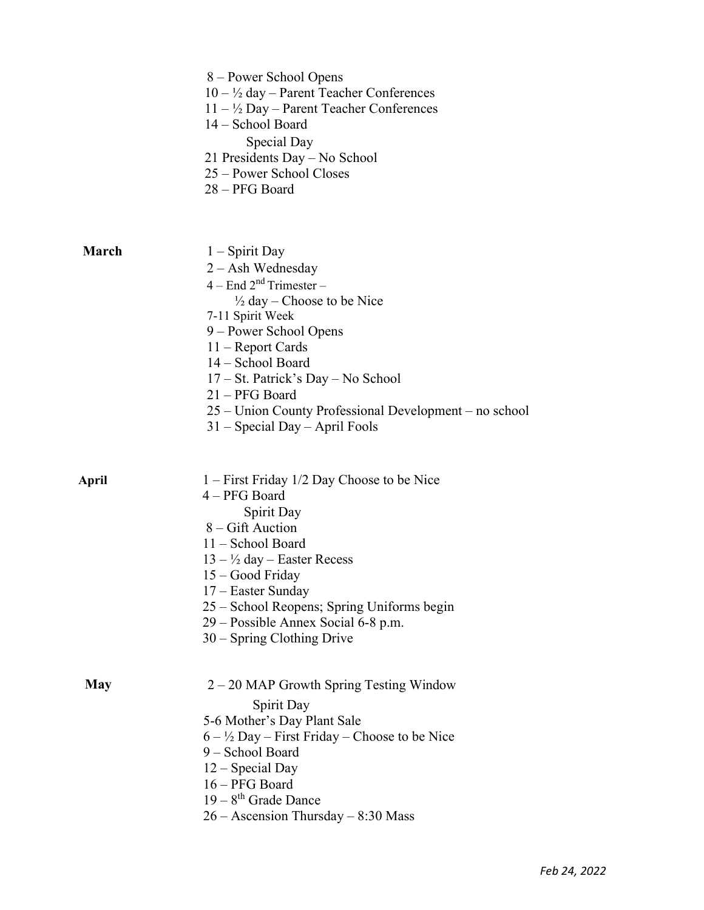8 – Power School Opens
10 – ½ day – Parent Teacher Conferences
11 – ½ Day – Parent Teacher Conferences
14 – School Board
Special Day
21 Presidents Day – No School
25 – Power School Closes
28 – PFG Board

**March**

1 – Spirit Day
2 – Ash Wednesday
4 – End 2nd Trimester –
½ day – Choose to be Nice
7-11 Spirit Week
9 – Power School Opens
11 – Report Cards
14 – School Board
17 – St. Patrick's Day – No School
21 – PFG Board
25 – Union County Professional Development – no school
31 – Special Day – April Fools

**April**

1 – First Friday 1/2 Day Choose to be Nice
4 – PFG Board
Spirit Day
8 – Gift Auction
11 – School Board
13 – ½ day – Easter Recess
15 – Good Friday
17 – Easter Sunday
25 – School Reopens; Spring Uniforms begin
29 – Possible Annex Social 6-8 p.m.
30 – Spring Clothing Drive

**May**

2 – 20 MAP Growth Spring Testing Window
Spirit Day
5-6 Mother's Day Plant Sale
6 – ½ Day – First Friday – Choose to be Nice
9 – School Board
12 – Special Day
16 – PFG Board
19 – 8th Grade Dance
26 – Ascension Thursday – 8:30 Mass

*Feb 24, 2022*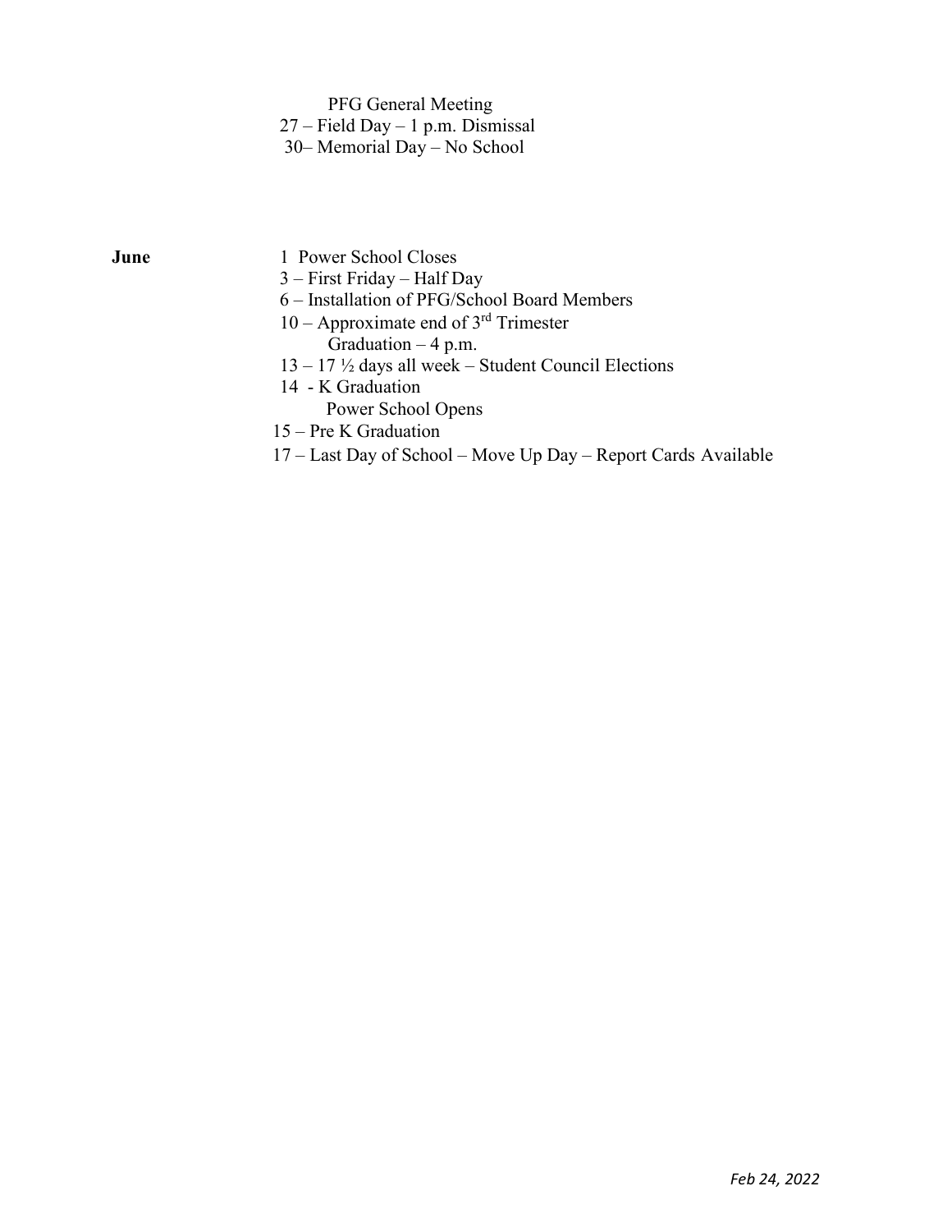PFG General Meeting
27 – Field Day – 1 p.m. Dismissal
30– Memorial Day – No School

**June**

1 Power School Closes
3 – First Friday – Half Day
6 – Installation of PFG/School Board Members
10 – Approximate end of 3rd Trimester
Graduation – 4 p.m.
13 – 17 ½ days all week – Student Council Elections
14 - K Graduation
Power School Opens
15 – Pre K Graduation
17 – Last Day of School – Move Up Day – Report Cards Available

*Feb 24, 2022*